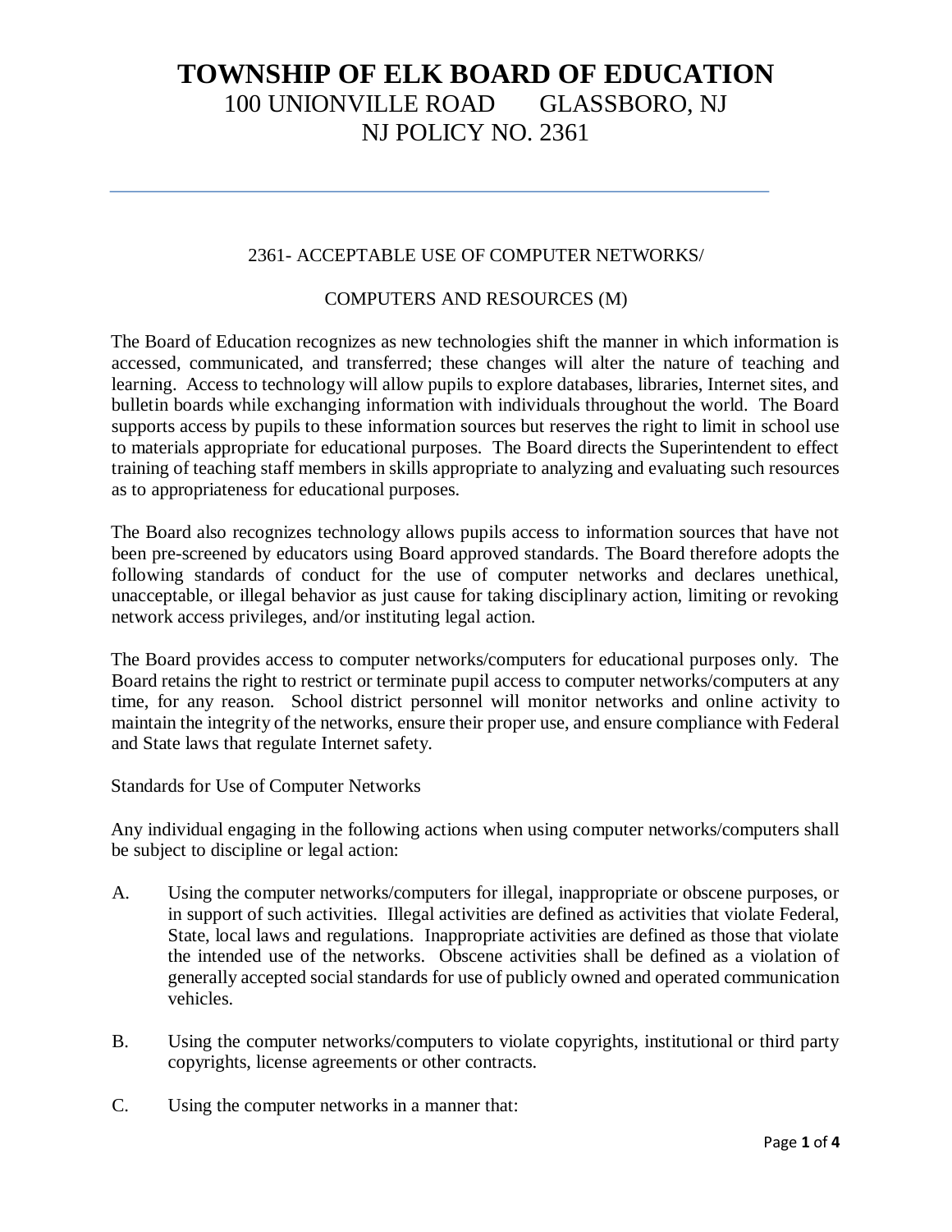# TOWNSHIP OF ELK BOARD OF EDUCATION

100 UNIONVILLE ROAD GLASSBORO, NJ

NJ POLICY NO. 2361

---

## 2361- ACCEPTABLE USE OF COMPUTER NETWORKS/ COMPUTERS AND RESOURCES (M)

The Board of Education recognizes as new technologies shift the manner in which information is accessed, communicated, and transferred; these changes will alter the nature of teaching and learning. Access to technology will allow pupils to explore databases, libraries, Internet sites, and bulletin boards while exchanging information with individuals throughout the world. The Board supports access by pupils to these information sources but reserves the right to limit in school use to materials appropriate for educational purposes. The Board directs the Superintendent to effect training of teaching staff members in skills appropriate to analyzing and evaluating such resources as to appropriateness for educational purposes.

The Board also recognizes technology allows pupils access to information sources that have not been pre-screened by educators using Board approved standards. The Board therefore adopts the following standards of conduct for the use of computer networks and declares unethical, unacceptable, or illegal behavior as just cause for taking disciplinary action, limiting or revoking network access privileges, and/or instituting legal action.

The Board provides access to computer networks/computers for educational purposes only. The Board retains the right to restrict or terminate pupil access to computer networks/computers at any time, for any reason. School district personnel will monitor networks and online activity to maintain the integrity of the networks, ensure their proper use, and ensure compliance with Federal and State laws that regulate Internet safety.

### Standards for Use of Computer Networks

Any individual engaging in the following actions when using computer networks/computers shall be subject to discipline or legal action:

A. Using the computer networks/computers for illegal, inappropriate or obscene purposes, or in support of such activities. Illegal activities are defined as activities that violate Federal, State, local laws and regulations. Inappropriate activities are defined as those that violate the intended use of the networks. Obscene activities shall be defined as a violation of generally accepted social standards for use of publicly owned and operated communication vehicles.

B. Using the computer networks/computers to violate copyrights, institutional or third party copyrights, license agreements or other contracts.

C. Using the computer networks in a manner that: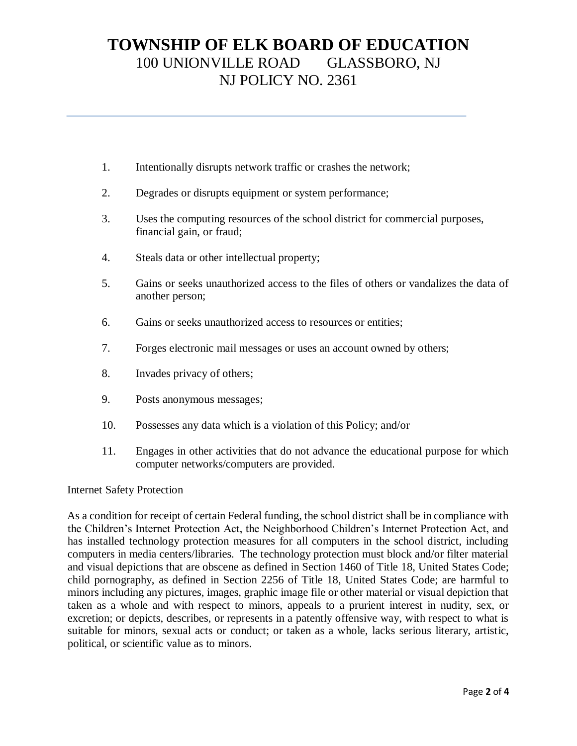1. Intentionally disrupts network traffic or crashes the network;

2. Degrades or disrupts equipment or system performance;

3. Uses the computing resources of the school district for commercial purposes, financial gain, or fraud;

4. Steals data or other intellectual property;

5. Gains or seeks unauthorized access to the files of others or vandalizes the data of another person;

6. Gains or seeks unauthorized access to resources or entities;

7. Forges electronic mail messages or uses an account owned by others;

8. Invades privacy of others;

9. Posts anonymous messages;

10. Possesses any data which is a violation of this Policy; and/or

11. Engages in other activities that do not advance the educational purpose for which computer networks/computers are provided.

Internet Safety Protection

As a condition for receipt of certain Federal funding, the school district shall be in compliance with the Children's Internet Protection Act, the Neighborhood Children's Internet Protection Act, and has installed technology protection measures for all computers in the school district, including computers in media centers/libraries. The technology protection must block and/or filter material and visual depictions that are obscene as defined in Section 1460 of Title 18, United States Code; child pornography, as defined in Section 2256 of Title 18, United States Code; are harmful to minors including any pictures, images, graphic image file or other material or visual depiction that taken as a whole and with respect to minors, appeals to a prurient interest in nudity, sex, or excretion; or depicts, describes, or represents in a patently offensive way, with respect to what is suitable for minors, sexual acts or conduct; or taken as a whole, lacks serious literary, artistic, political, or scientific value as to minors.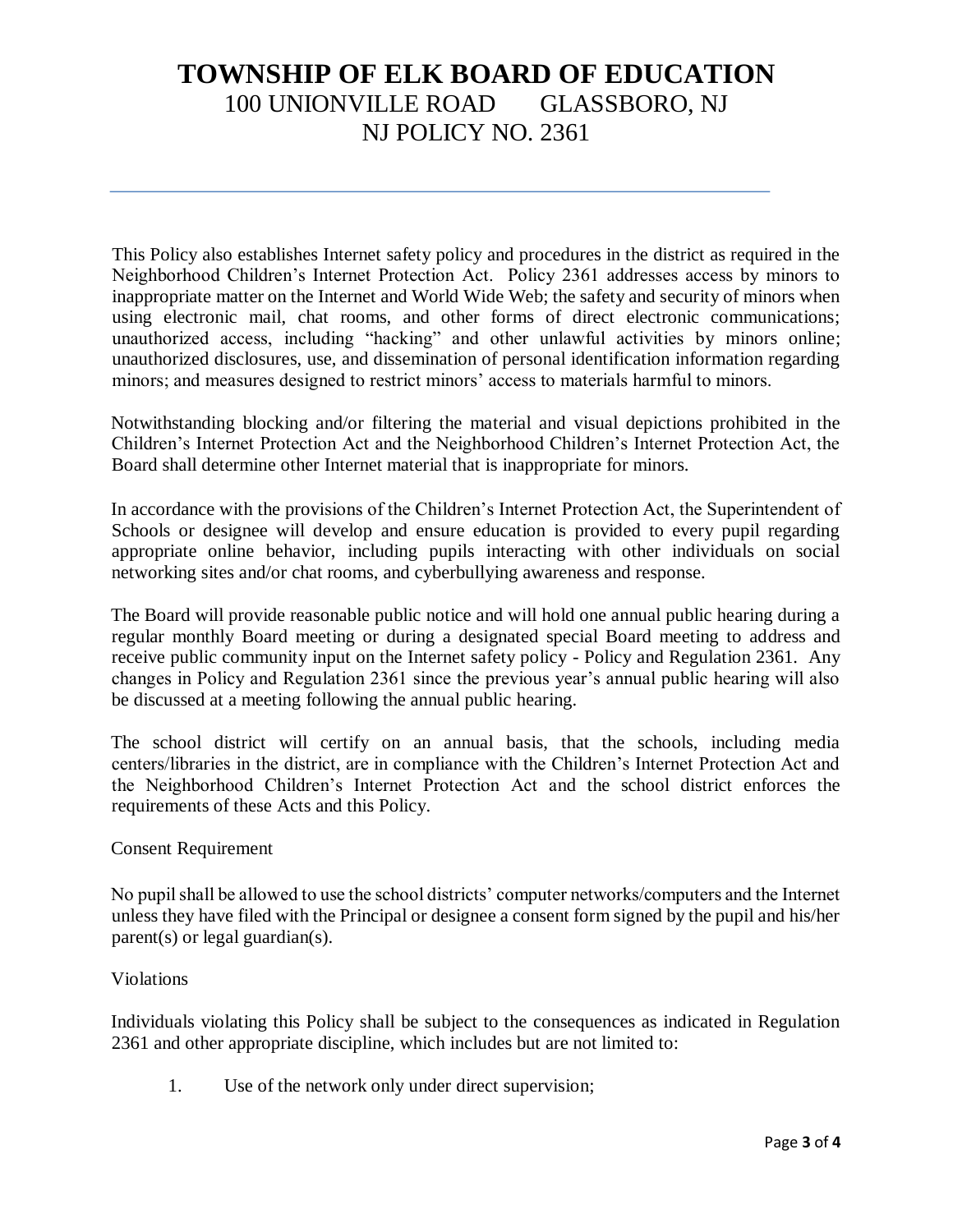This Policy also establishes Internet safety policy and procedures in the district as required in the Neighborhood Children's Internet Protection Act. Policy 2361 addresses access by minors to inappropriate matter on the Internet and World Wide Web; the safety and security of minors when using electronic mail, chat rooms, and other forms of direct electronic communications; unauthorized access, including "hacking" and other unlawful activities by minors online; unauthorized disclosures, use, and dissemination of personal identification information regarding minors; and measures designed to restrict minors' access to materials harmful to minors.

Notwithstanding blocking and/or filtering the material and visual depictions prohibited in the Children's Internet Protection Act and the Neighborhood Children's Internet Protection Act, the Board shall determine other Internet material that is inappropriate for minors.

In accordance with the provisions of the Children's Internet Protection Act, the Superintendent of Schools or designee will develop and ensure education is provided to every pupil regarding appropriate online behavior, including pupils interacting with other individuals on social networking sites and/or chat rooms, and cyberbullying awareness and response.

The Board will provide reasonable public notice and will hold one annual public hearing during a regular monthly Board meeting or during a designated special Board meeting to address and receive public community input on the Internet safety policy - Policy and Regulation 2361. Any changes in Policy and Regulation 2361 since the previous year's annual public hearing will also be discussed at a meeting following the annual public hearing.

The school district will certify on an annual basis, that the schools, including media centers/libraries in the district, are in compliance with the Children's Internet Protection Act and the Neighborhood Children's Internet Protection Act and the school district enforces the requirements of these Acts and this Policy.

Consent Requirement

No pupil shall be allowed to use the school districts' computer networks/computers and the Internet unless they have filed with the Principal or designee a consent form signed by the pupil and his/her parent(s) or legal guardian(s).

Violations

Individuals violating this Policy shall be subject to the consequences as indicated in Regulation 2361 and other appropriate discipline, which includes but are not limited to:

1. Use of the network only under direct supervision;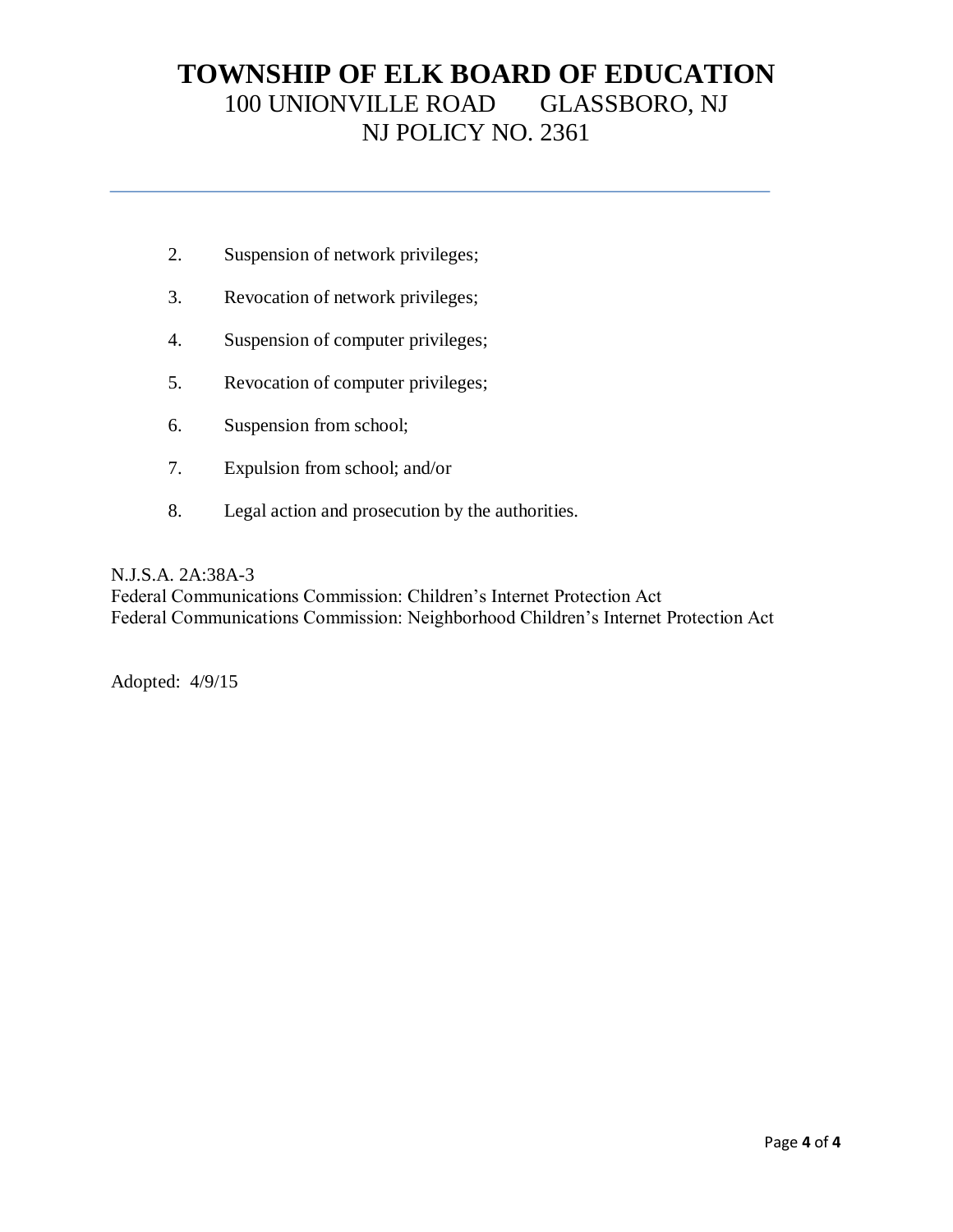2. Suspension of network privileges;
3. Revocation of network privileges;
4. Suspension of computer privileges;
5. Revocation of computer privileges;
6. Suspension from school;
7. Expulsion from school; and/or
8. Legal action and prosecution by the authorities.

N.J.S.A. 2A:38A-3
Federal Communications Commission: Children's Internet Protection Act
Federal Communications Commission: Neighborhood Children's Internet Protection Act

Adopted: 4/9/15